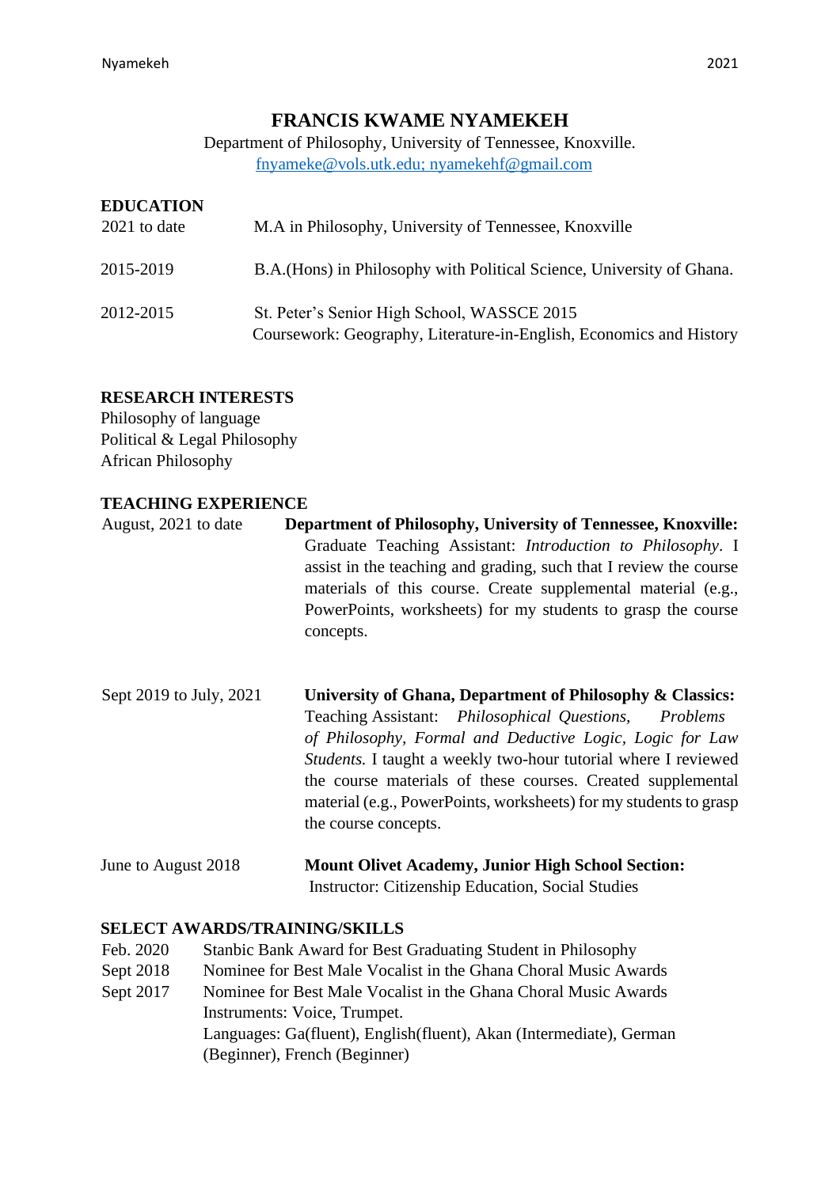# FRANCIS KWAME NYAMEKEH

Department of Philosophy, University of Tennessee, Knoxville.
fnyameke@vols.utk.edu; nyamekehf@gmail.com

## EDUCATION

2021 to date — M.A in Philosophy, University of Tennessee, Knoxville

2015-2019 — B.A.(Hons) in Philosophy with Political Science, University of Ghana.

2012-2015 — St. Peter's Senior High School, WASSCE 2015
Coursework: Geography, Literature-in-English, Economics and History

## RESEARCH INTERESTS

Philosophy of language
Political & Legal Philosophy
African Philosophy

## TEACHING EXPERIENCE

August, 2021 to date — **Department of Philosophy, University of Tennessee, Knoxville:**
Graduate Teaching Assistant: *Introduction to Philosophy*. I assist in the teaching and grading, such that I review the course materials of this course. Create supplemental material (e.g., PowerPoints, worksheets) for my students to grasp the course concepts.

Sept 2019 to July, 2021 — **University of Ghana, Department of Philosophy & Classics:**
Teaching Assistant: *Philosophical Questions*, *Problems of Philosophy*, *Formal and Deductive Logic*, *Logic for Law Students.* I taught a weekly two-hour tutorial where I reviewed the course materials of these courses. Created supplemental material (e.g., PowerPoints, worksheets) for my students to grasp the course concepts.

June to August 2018 — **Mount Olivet Academy, Junior High School Section:**
Instructor: Citizenship Education, Social Studies

## SELECT AWARDS/TRAINING/SKILLS

Feb. 2020 — Stanbic Bank Award for Best Graduating Student in Philosophy
Sept 2018 — Nominee for Best Male Vocalist in the Ghana Choral Music Awards
Sept 2017 — Nominee for Best Male Vocalist in the Ghana Choral Music Awards
Instruments: Voice, Trumpet.
Languages: Ga(fluent), English(fluent), Akan (Intermediate), German (Beginner), French (Beginner)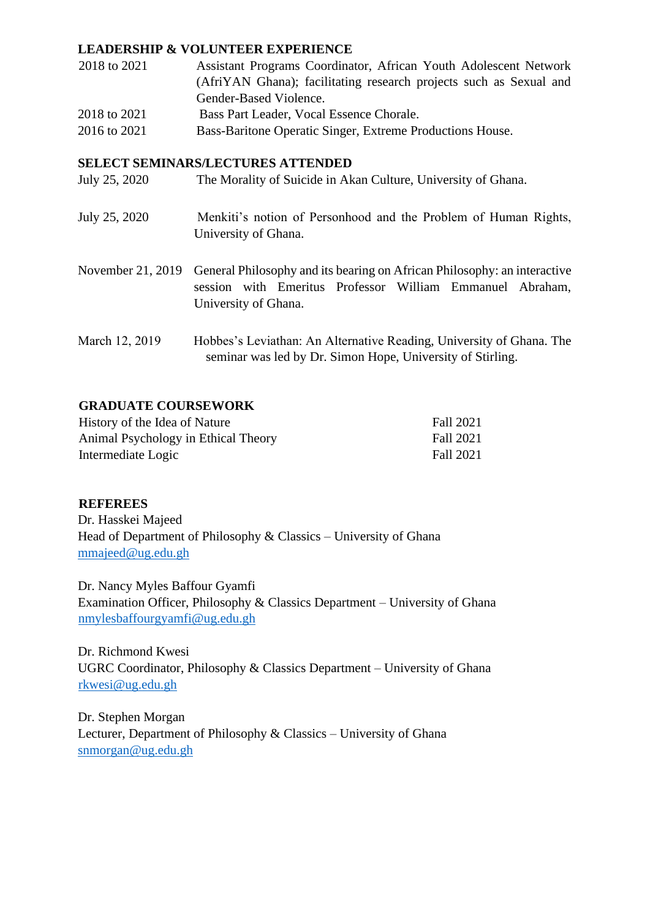## LEADERSHIP & VOLUNTEER EXPERIENCE

| | |
|---|---|
| 2018 to 2021 | Assistant Programs Coordinator, African Youth Adolescent Network (AfriYAN Ghana); facilitating research projects such as Sexual and Gender-Based Violence. |
| 2018 to 2021 | Bass Part Leader, Vocal Essence Chorale. |
| 2016 to 2021 | Bass-Baritone Operatic Singer, Extreme Productions House. |

## SELECT SEMINARS/LECTURES ATTENDED

| | |
|---|---|
| July 25, 2020 | The Morality of Suicide in Akan Culture, University of Ghana. |
| July 25, 2020 | Menkiti's notion of Personhood and the Problem of Human Rights, University of Ghana. |
| November 21, 2019 | General Philosophy and its bearing on African Philosophy: an interactive session with Emeritus Professor William Emmanuel Abraham, University of Ghana. |
| March 12, 2019 | Hobbes's Leviathan: An Alternative Reading, University of Ghana. The seminar was led by Dr. Simon Hope, University of Stirling. |

## GRADUATE COURSEWORK

| | |
|---|---|
| History of the Idea of Nature | Fall 2021 |
| Animal Psychology in Ethical Theory | Fall 2021 |
| Intermediate Logic | Fall 2021 |

## REFEREES

Dr. Hasskei Majeed
Head of Department of Philosophy & Classics – University of Ghana
mmajeed@ug.edu.gh

Dr. Nancy Myles Baffour Gyamfi
Examination Officer, Philosophy & Classics Department – University of Ghana
nmylesbaffourgyamfi@ug.edu.gh

Dr. Richmond Kwesi
UGRC Coordinator, Philosophy & Classics Department – University of Ghana
rkwesi@ug.edu.gh

Dr. Stephen Morgan
Lecturer, Department of Philosophy & Classics – University of Ghana
snmorgan@ug.edu.gh